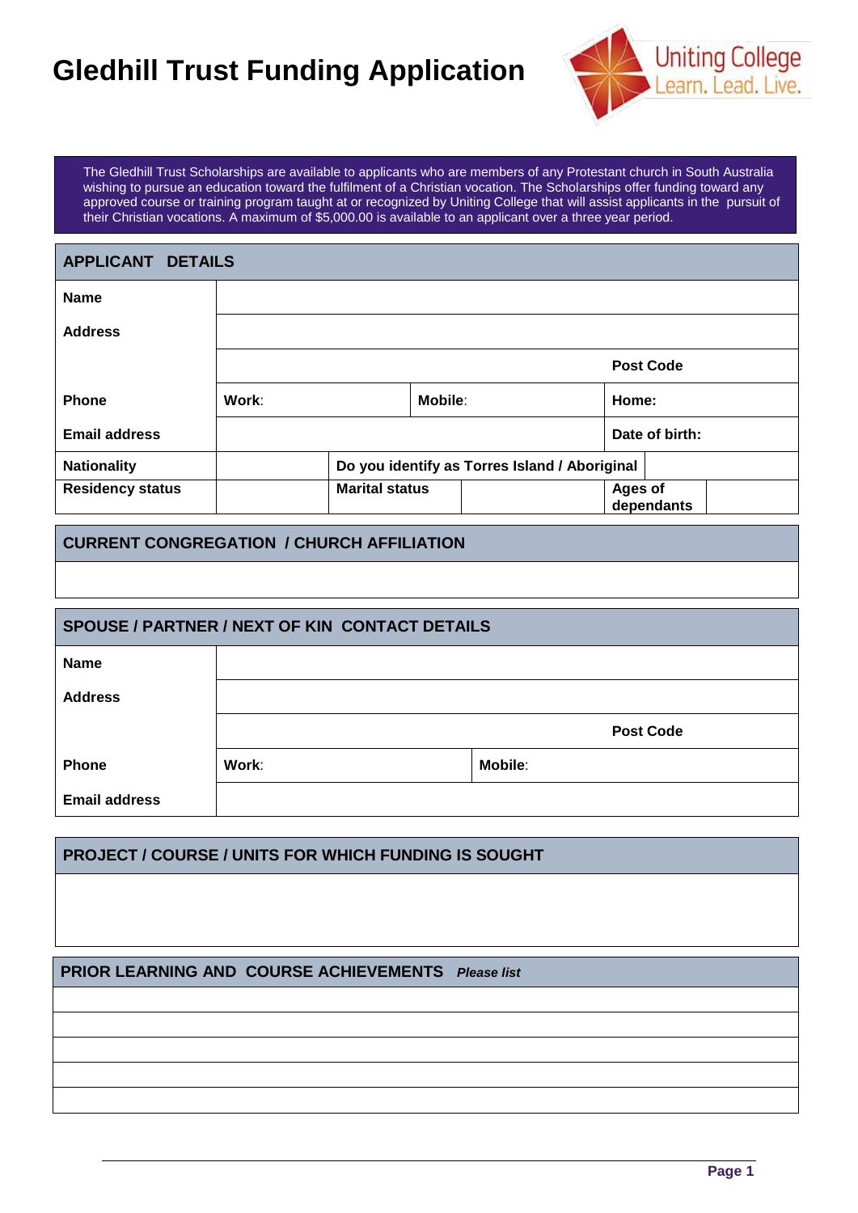# Gledhill Trust Funding Application

Uniting College
Learn. Lead. Live.

The Gledhill Trust Scholarships are available to applicants who are members of any Protestant church in South Australia wishing to pursue an education toward the fulfilment of a Christian vocation. The Scholarships offer funding toward any approved course or training program taught at or recognized by Uniting College that will assist applicants in the pursuit of their Christian vocations. A maximum of $5,000.00 is available to an applicant over a three year period.

| APPLICANT DETAILS | | | | | | |
|---|---|---|---|---|---|---|
| **Name** | | | | | | |
| **Address** | | | | | | |
| | | | | | **Post Code** | |
| **Phone** | **Work**: | | **Mobile**: | | **Home:** | |
| **Email address** | | | | | **Date of birth:** | |
| **Nationality** | | **Do you identify as Torres Island / Aboriginal** | | | | |
| **Residency status** | | **Marital status** | | | **Ages of dependants** | |

| CURRENT CONGREGATION / CHURCH AFFILIATION |
|---|
| |

| SPOUSE / PARTNER / NEXT OF KIN CONTACT DETAILS | | | |
|---|---|---|---|
| **Name** | | | |
| **Address** | | | |
| | | | **Post Code** |
| **Phone** | **Work**: | **Mobile**: | |
| **Email address** | | | |

| PROJECT / COURSE / UNITS FOR WHICH FUNDING IS SOUGHT |
|---|
| |

| PRIOR LEARNING AND COURSE ACHIEVEMENTS *Please list* |
|---|
| |
| |
| |
| |
| |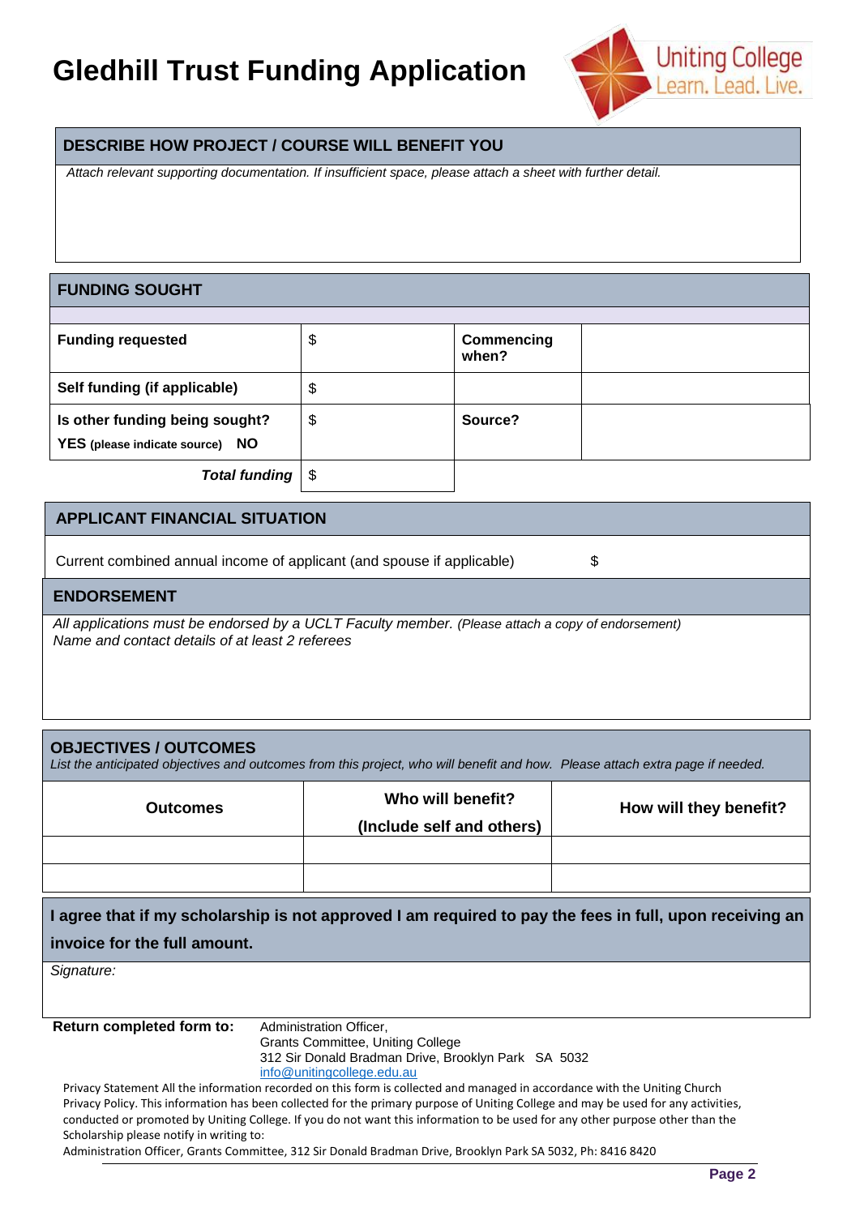# Gledhill Trust Funding Application

Uniting College
Learn. Lead. Live.

## DESCRIBE HOW PROJECT / COURSE WILL BENEFIT YOU

*Attach relevant supporting documentation. If insufficient space, please attach a sheet with further detail.*

## FUNDING SOUGHT

| | | | |
|---|---|---|---|
| **Funding requested** | $ | **Commencing when?** | |
| **Self funding (if applicable)** | $ | | |
| **Is other funding being sought?** **YES** (please indicate source) **NO** | $ | **Source?** | |
| ***Total funding*** | $ | | |

## APPLICANT FINANCIAL SITUATION

Current combined annual income of applicant (and spouse if applicable) $

## ENDORSEMENT

*All applications must be endorsed by a UCLT Faculty member. (Please attach a copy of endorsement)*
*Name and contact details of at least 2 referees*

## OBJECTIVES / OUTCOMES

*List the anticipated objectives and outcomes from this project, who will benefit and how. Please attach extra page if needed.*

| Outcomes | Who will benefit? (Include self and others) | How will they benefit? |
|---|---|---|
| | | |
| | | |

**I agree that if my scholarship is not approved I am required to pay the fees in full, upon receiving an invoice for the full amount.**

*Signature:*

**Return completed form to:** Administration Officer,
Grants Committee, Uniting College
312 Sir Donald Bradman Drive, Brooklyn Park SA 5032
info@unitingcollege.edu.au

Privacy Statement All the information recorded on this form is collected and managed in accordance with the Uniting Church Privacy Policy. This information has been collected for the primary purpose of Uniting College and may be used for any activities, conducted or promoted by Uniting College. If you do not want this information to be used for any other purpose other than the Scholarship please notify in writing to:
Administration Officer, Grants Committee, 312 Sir Donald Bradman Drive, Brooklyn Park SA 5032, Ph: 8416 8420